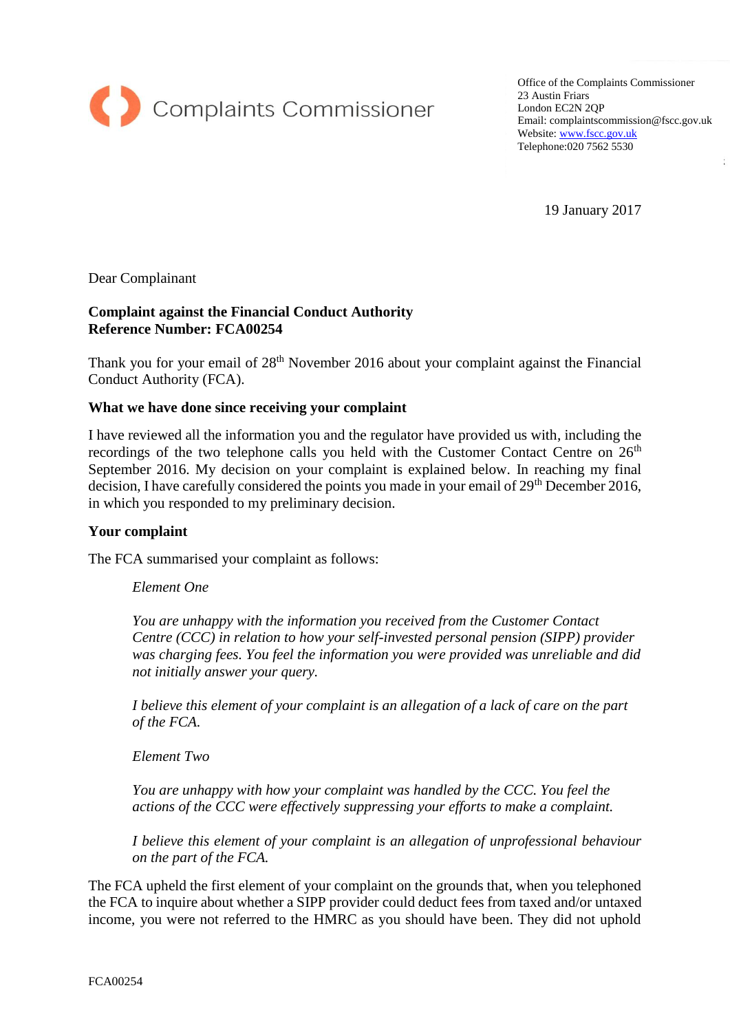Complaints Commissioner

Office of the Complaints Commissioner
23 Austin Friars
London EC2N 2QP
Email: complaintscommission@fscc.gov.uk
Website: www.fscc.gov.uk
Telephone:020 7562 5530

19 January 2017

Dear Complainant

**Complaint against the Financial Conduct Authority**
**Reference Number: FCA00254**

Thank you for your email of 28th November 2016 about your complaint against the Financial Conduct Authority (FCA).

**What we have done since receiving your complaint**

I have reviewed all the information you and the regulator have provided us with, including the recordings of the two telephone calls you held with the Customer Contact Centre on 26th September 2016. My decision on your complaint is explained below. In reaching my final decision, I have carefully considered the points you made in your email of 29th December 2016, in which you responded to my preliminary decision.

**Your complaint**

The FCA summarised your complaint as follows:

> *Element One*
>
> *You are unhappy with the information you received from the Customer Contact Centre (CCC) in relation to how your self-invested personal pension (SIPP) provider was charging fees. You feel the information you were provided was unreliable and did not initially answer your query.*
>
> *I believe this element of your complaint is an allegation of a lack of care on the part of the FCA.*
>
> *Element Two*
>
> *You are unhappy with how your complaint was handled by the CCC. You feel the actions of the CCC were effectively suppressing your efforts to make a complaint.*
>
> *I believe this element of your complaint is an allegation of unprofessional behaviour on the part of the FCA.*

The FCA upheld the first element of your complaint on the grounds that, when you telephoned the FCA to inquire about whether a SIPP provider could deduct fees from taxed and/or untaxed income, you were not referred to the HMRC as you should have been. They did not uphold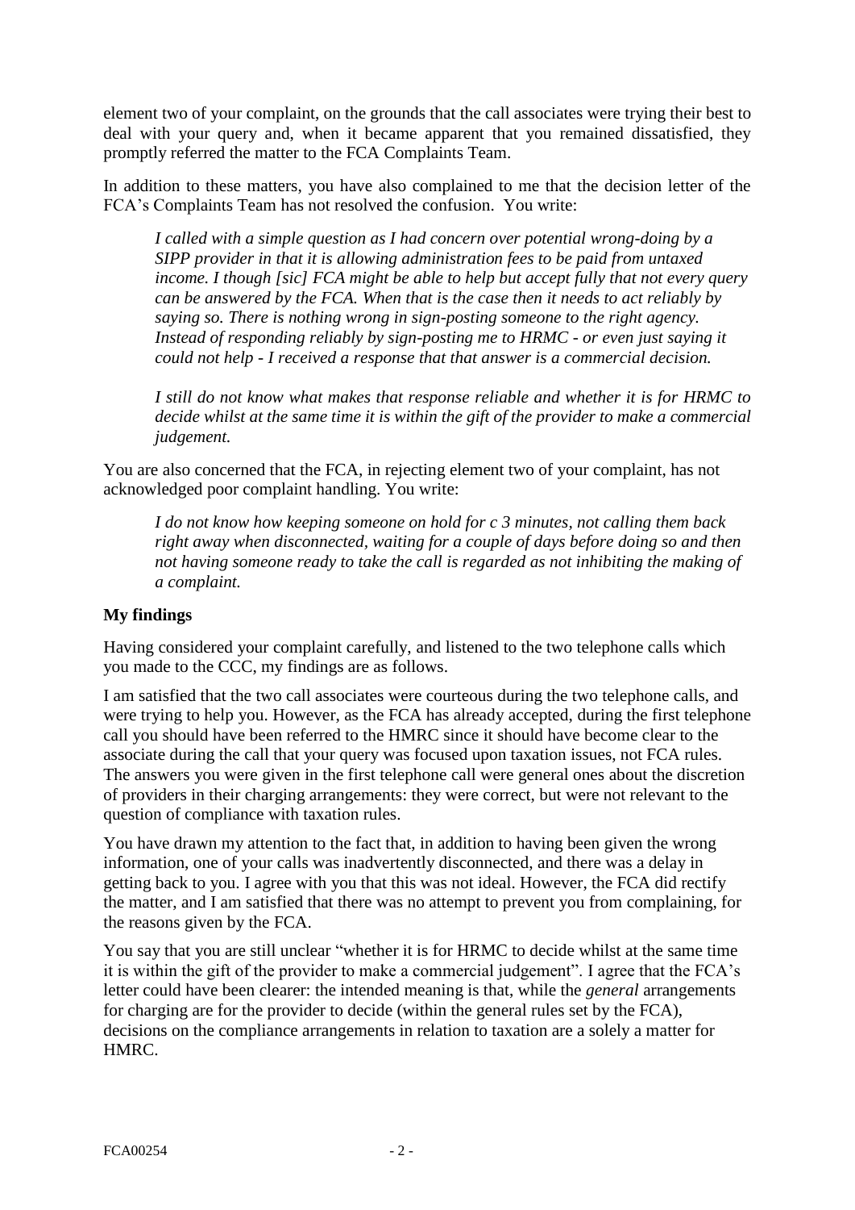element two of your complaint, on the grounds that the call associates were trying their best to deal with your query and, when it became apparent that you remained dissatisfied, they promptly referred the matter to the FCA Complaints Team.

In addition to these matters, you have also complained to me that the decision letter of the FCA's Complaints Team has not resolved the confusion. You write:

> *I called with a simple question as I had concern over potential wrong-doing by a SIPP provider in that it is allowing administration fees to be paid from untaxed income. I though [sic] FCA might be able to help but accept fully that not every query can be answered by the FCA. When that is the case then it needs to act reliably by saying so. There is nothing wrong in sign-posting someone to the right agency. Instead of responding reliably by sign-posting me to HRMC - or even just saying it could not help - I received a response that that answer is a commercial decision.*
>
> *I still do not know what makes that response reliable and whether it is for HRMC to decide whilst at the same time it is within the gift of the provider to make a commercial judgement.*

You are also concerned that the FCA, in rejecting element two of your complaint, has not acknowledged poor complaint handling. You write:

> *I do not know how keeping someone on hold for c 3 minutes, not calling them back right away when disconnected, waiting for a couple of days before doing so and then not having someone ready to take the call is regarded as not inhibiting the making of a complaint.*

**My findings**

Having considered your complaint carefully, and listened to the two telephone calls which you made to the CCC, my findings are as follows.

I am satisfied that the two call associates were courteous during the two telephone calls, and were trying to help you. However, as the FCA has already accepted, during the first telephone call you should have been referred to the HMRC since it should have become clear to the associate during the call that your query was focused upon taxation issues, not FCA rules. The answers you were given in the first telephone call were general ones about the discretion of providers in their charging arrangements: they were correct, but were not relevant to the question of compliance with taxation rules.

You have drawn my attention to the fact that, in addition to having been given the wrong information, one of your calls was inadvertently disconnected, and there was a delay in getting back to you. I agree with you that this was not ideal. However, the FCA did rectify the matter, and I am satisfied that there was no attempt to prevent you from complaining, for the reasons given by the FCA.

You say that you are still unclear "whether it is for HRMC to decide whilst at the same time it is within the gift of the provider to make a commercial judgement". I agree that the FCA's letter could have been clearer: the intended meaning is that, while the *general* arrangements for charging are for the provider to decide (within the general rules set by the FCA), decisions on the compliance arrangements in relation to taxation are a solely a matter for HMRC.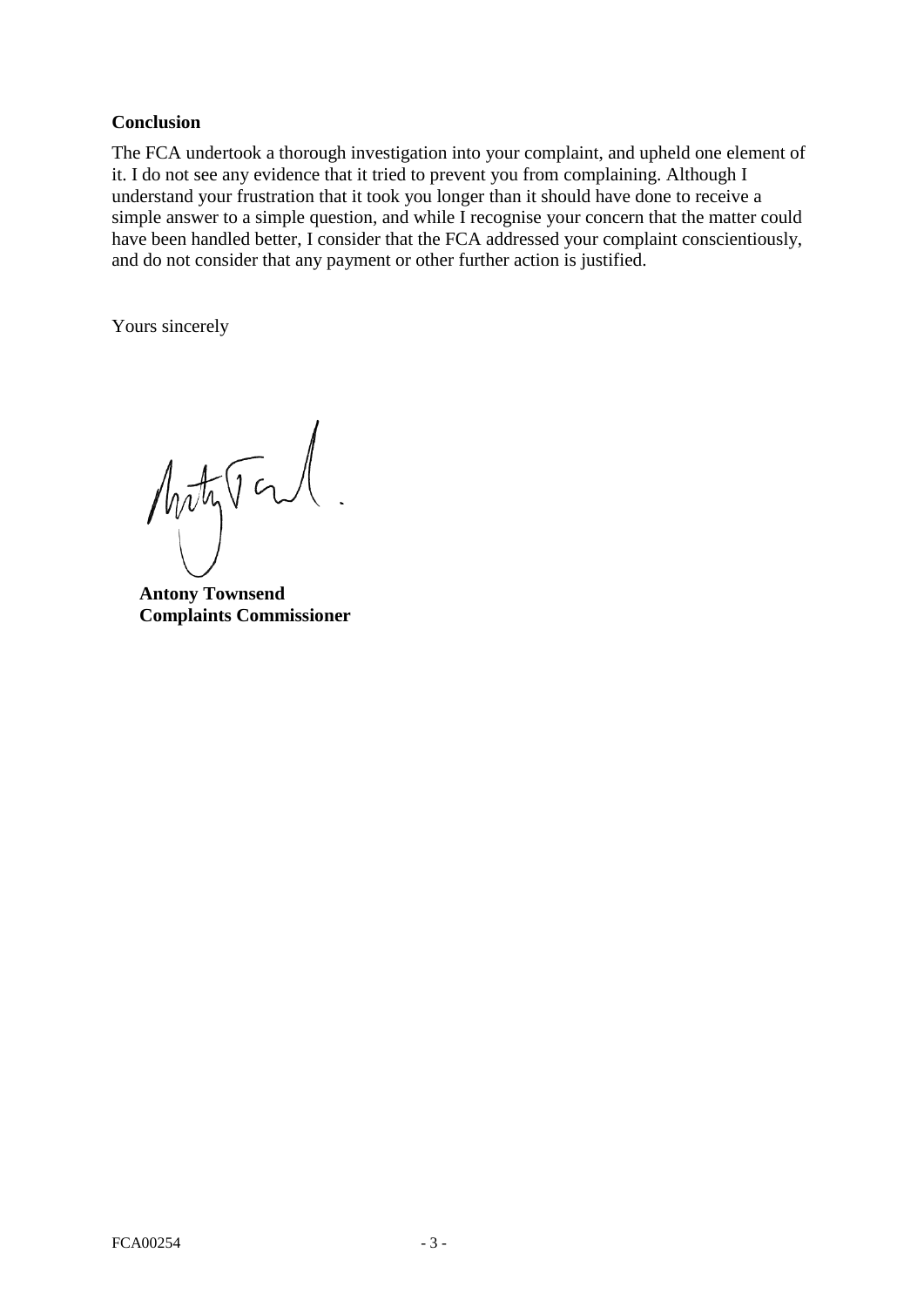**Conclusion**

The FCA undertook a thorough investigation into your complaint, and upheld one element of it. I do not see any evidence that it tried to prevent you from complaining. Although I understand your frustration that it took you longer than it should have done to receive a simple answer to a simple question, and while I recognise your concern that the matter could have been handled better, I consider that the FCA addressed your complaint conscientiously, and do not consider that any payment or other further action is justified.

Yours sincerely

**Antony Townsend**
**Complaints Commissioner**